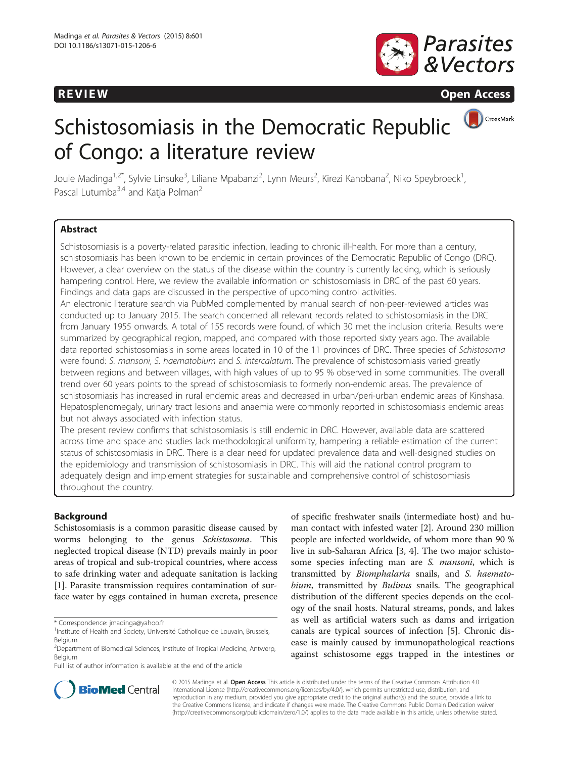REVIEW Open Access

# Schistosomiasis in the Democratic Republic of Congo: a literature review

Joule Madinga[1,2*], Sylvie Linsuke[3], Liliane Mpabanzi[2], Lynn Meurs[2], Kirezi Kanobana[2], Niko Speybroeck[1], Pascal Lutumba[3,4] and Katja Polman[2]

## Abstract

Schistosomiasis is a poverty-related parasitic infection, leading to chronic ill-health. For more than a century, schistosomiasis has been known to be endemic in certain provinces of the Democratic Republic of Congo (DRC). However, a clear overview on the status of the disease within the country is currently lacking, which is seriously hampering control. Here, we review the available information on schistosomiasis in DRC of the past 60 years. Findings and data gaps are discussed in the perspective of upcoming control activities.

An electronic literature search via PubMed complemented by manual search of non-peer-reviewed articles was conducted up to January 2015. The search concerned all relevant records related to schistosomiasis in the DRC from January 1955 onwards. A total of 155 records were found, of which 30 met the inclusion criteria. Results were summarized by geographical region, mapped, and compared with those reported sixty years ago. The available data reported schistosomiasis in some areas located in 10 of the 11 provinces of DRC. Three species of *Schistosoma* were found: *S. mansoni*, *S. haematobium* and *S. intercalatum*. The prevalence of schistosomiasis varied greatly between regions and between villages, with high values of up to 95 % observed in some communities. The overall trend over 60 years points to the spread of schistosomiasis to formerly non-endemic areas. The prevalence of schistosomiasis has increased in rural endemic areas and decreased in urban/peri-urban endemic areas of Kinshasa. Hepatosplenomegaly, urinary tract lesions and anaemia were commonly reported in schistosomiasis endemic areas but not always associated with infection status.

The present review confirms that schistosomiasis is still endemic in DRC. However, available data are scattered across time and space and studies lack methodological uniformity, hampering a reliable estimation of the current status of schistosomiasis in DRC. There is a clear need for updated prevalence data and well-designed studies on the epidemiology and transmission of schistosomiasis in DRC. This will aid the national control program to adequately design and implement strategies for sustainable and comprehensive control of schistosomiasis throughout the country.

## Background

Schistosomiasis is a common parasitic disease caused by worms belonging to the genus *Schistosoma*. This neglected tropical disease (NTD) prevails mainly in poor areas of tropical and sub-tropical countries, where access to safe drinking water and adequate sanitation is lacking [1]. Parasite transmission requires contamination of surface water by eggs contained in human excreta, presence of specific freshwater snails (intermediate host) and human contact with infested water [2]. Around 230 million people are infected worldwide, of whom more than 90 % live in sub-Saharan Africa [3, 4]. The two major schistosome species infecting man are *S. mansoni*, which is transmitted by *Biomphalaria* snails, and *S. haematobium*, transmitted by *Bulinus* snails. The geographical distribution of the different species depends on the ecology of the snail hosts. Natural streams, ponds, and lakes as well as artificial waters such as dams and irrigation canals are typical sources of infection [5]. Chronic disease is mainly caused by immunopathological reactions against schistosome eggs trapped in the intestines or

\* Correspondence: jmadinga@yahoo.fr
[1]Institute of Health and Society, Université Catholique de Louvain, Brussels, Belgium
[2]Department of Biomedical Sciences, Institute of Tropical Medicine, Antwerp, Belgium
Full list of author information is available at the end of the article

© 2015 Madinga et al. **Open Access** This article is distributed under the terms of the Creative Commons Attribution 4.0 International License (http://creativecommons.org/licenses/by/4.0/), which permits unrestricted use, distribution, and reproduction in any medium, provided you give appropriate credit to the original author(s) and the source, provide a link to the Creative Commons license, and indicate if changes were made. The Creative Commons Public Domain Dedication waiver (http://creativecommons.org/publicdomain/zero/1.0/) applies to the data made available in this article, unless otherwise stated.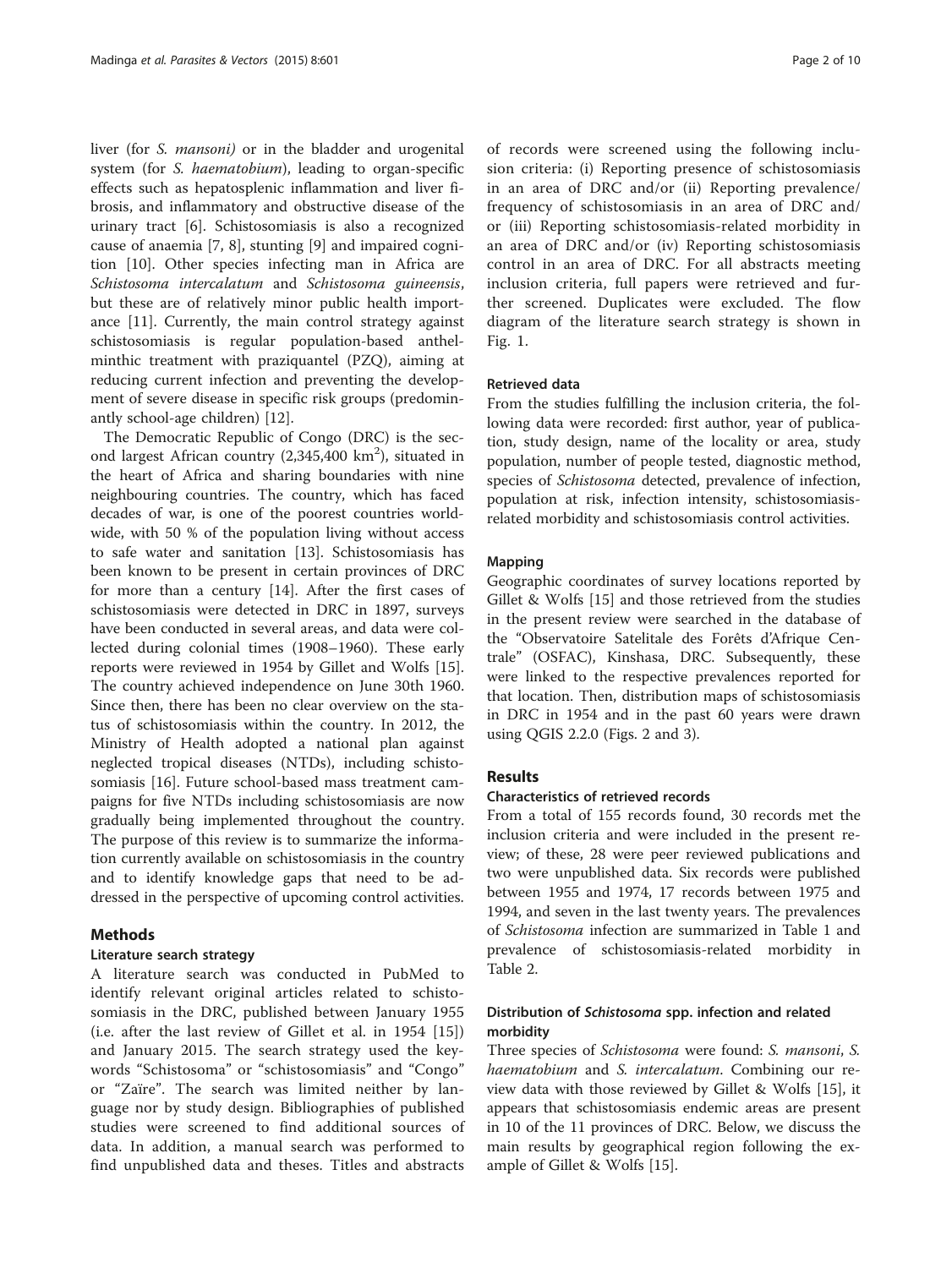liver (for *S. mansoni)* or in the bladder and urogenital system (for *S. haematobium*), leading to organ-specific effects such as hepatosplenic inflammation and liver fibrosis, and inflammatory and obstructive disease of the urinary tract [6]. Schistosomiasis is also a recognized cause of anaemia [7, 8], stunting [9] and impaired cognition [10]. Other species infecting man in Africa are *Schistosoma intercalatum* and *Schistosoma guineensis*, but these are of relatively minor public health importance [11]. Currently, the main control strategy against schistosomiasis is regular population-based anthelminthic treatment with praziquantel (PZQ), aiming at reducing current infection and preventing the development of severe disease in specific risk groups (predominantly school-age children) [12].

The Democratic Republic of Congo (DRC) is the second largest African country (2,345,400 km$^2$), situated in the heart of Africa and sharing boundaries with nine neighbouring countries. The country, which has faced decades of war, is one of the poorest countries worldwide, with 50 % of the population living without access to safe water and sanitation [13]. Schistosomiasis has been known to be present in certain provinces of DRC for more than a century [14]. After the first cases of schistosomiasis were detected in DRC in 1897, surveys have been conducted in several areas, and data were collected during colonial times (1908–1960). These early reports were reviewed in 1954 by Gillet and Wolfs [15]. The country achieved independence on June 30th 1960. Since then, there has been no clear overview on the status of schistosomiasis within the country. In 2012, the Ministry of Health adopted a national plan against neglected tropical diseases (NTDs), including schistosomiasis [16]. Future school-based mass treatment campaigns for five NTDs including schistosomiasis are now gradually being implemented throughout the country. The purpose of this review is to summarize the information currently available on schistosomiasis in the country and to identify knowledge gaps that need to be addressed in the perspective of upcoming control activities.

## Methods

### Literature search strategy

A literature search was conducted in PubMed to identify relevant original articles related to schistosomiasis in the DRC, published between January 1955 (i.e. after the last review of Gillet et al. in 1954 [15]) and January 2015. The search strategy used the keywords "Schistosoma" or "schistosomiasis" and "Congo" or "Zaïre". The search was limited neither by language nor by study design. Bibliographies of published studies were screened to find additional sources of data. In addition, a manual search was performed to find unpublished data and theses. Titles and abstracts of records were screened using the following inclusion criteria: (i) Reporting presence of schistosomiasis in an area of DRC and/or (ii) Reporting prevalence/ frequency of schistosomiasis in an area of DRC and/ or (iii) Reporting schistosomiasis-related morbidity in an area of DRC and/or (iv) Reporting schistosomiasis control in an area of DRC. For all abstracts meeting inclusion criteria, full papers were retrieved and further screened. Duplicates were excluded. The flow diagram of the literature search strategy is shown in Fig. 1.

### Retrieved data

From the studies fulfilling the inclusion criteria, the following data were recorded: first author, year of publication, study design, name of the locality or area, study population, number of people tested, diagnostic method, species of *Schistosoma* detected, prevalence of infection, population at risk, infection intensity, schistosomiasis-related morbidity and schistosomiasis control activities.

### Mapping

Geographic coordinates of survey locations reported by Gillet & Wolfs [15] and those retrieved from the studies in the present review were searched in the database of the "Observatoire Satelitale des Forêts d'Afrique Centrale" (OSFAC), Kinshasa, DRC. Subsequently, these were linked to the respective prevalences reported for that location. Then, distribution maps of schistosomiasis in DRC in 1954 and in the past 60 years were drawn using QGIS 2.2.0 (Figs. 2 and 3).

## Results

### Characteristics of retrieved records

From a total of 155 records found, 30 records met the inclusion criteria and were included in the present review; of these, 28 were peer reviewed publications and two were unpublished data. Six records were published between 1955 and 1974, 17 records between 1975 and 1994, and seven in the last twenty years. The prevalences of *Schistosoma* infection are summarized in Table 1 and prevalence of schistosomiasis-related morbidity in Table 2.

### Distribution of *Schistosoma* spp. infection and related morbidity

Three species of *Schistosoma* were found: *S. mansoni*, *S. haematobium* and *S. intercalatum*. Combining our review data with those reviewed by Gillet & Wolfs [15], it appears that schistosomiasis endemic areas are present in 10 of the 11 provinces of DRC. Below, we discuss the main results by geographical region following the example of Gillet & Wolfs [15].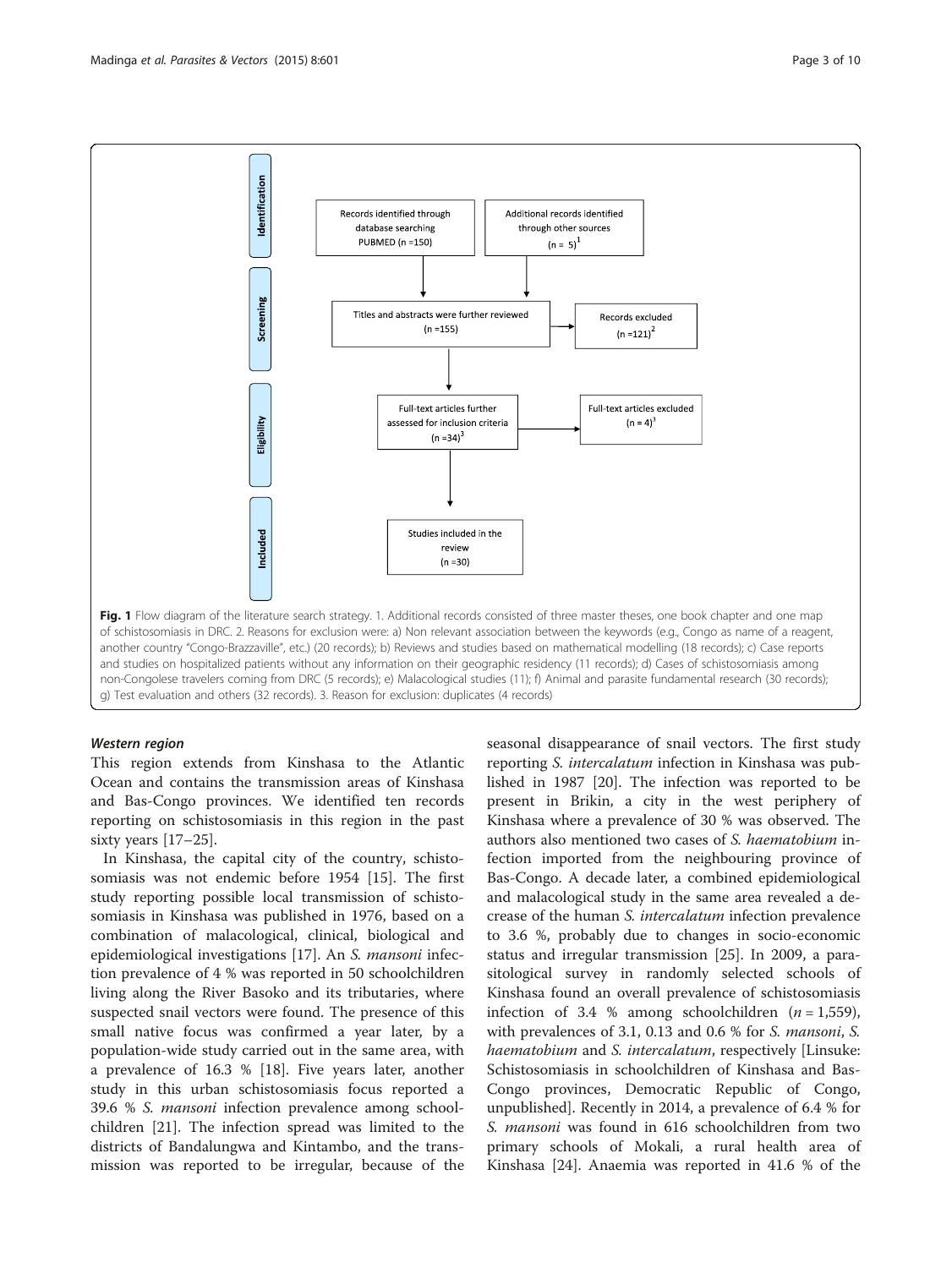Identification

Records identified through database searching PUBMED (n =150)

Additional records identified through other sources (n = 5)[1]

Screening

Titles and abstracts were further reviewed (n =155)

Records excluded (n =121)[2]

Eligibility

Full-text articles further assessed for inclusion criteria (n =34)[3]

Full-text articles excluded (n = 4)[3]

Included

Studies included in the review (n =30)

**Fig. 1** Flow diagram of the literature search strategy. 1. Additional records consisted of three master theses, one book chapter and one map of schistosomiasis in DRC. 2. Reasons for exclusion were: a) Non relevant association between the keywords (e.g., Congo as name of a reagent, another country "Congo-Brazzaville", etc.) (20 records); b) Reviews and studies based on mathematical modelling (18 records); c) Case reports and studies on hospitalized patients without any information on their geographic residency (11 records); d) Cases of schistosomiasis among non-Congolese travelers coming from DRC (5 records); e) Malacological studies (11); f) Animal and parasite fundamental research (30 records); g) Test evaluation and others (32 records). 3. Reason for exclusion: duplicates (4 records)

### *Western region*

This region extends from Kinshasa to the Atlantic Ocean and contains the transmission areas of Kinshasa and Bas-Congo provinces. We identified ten records reporting on schistosomiasis in this region in the past sixty years [17–25].

In Kinshasa, the capital city of the country, schistosomiasis was not endemic before 1954 [15]. The first study reporting possible local transmission of schistosomiasis in Kinshasa was published in 1976, based on a combination of malacological, clinical, biological and epidemiological investigations [17]. An *S. mansoni* infection prevalence of 4 % was reported in 50 schoolchildren living along the River Basoko and its tributaries, where suspected snail vectors were found. The presence of this small native focus was confirmed a year later, by a population-wide study carried out in the same area, with a prevalence of 16.3 % [18]. Five years later, another study in this urban schistosomiasis focus reported a 39.6 % *S. mansoni* infection prevalence among schoolchildren [21]. The infection spread was limited to the districts of Bandalungwa and Kintambo, and the transmission was reported to be irregular, because of the seasonal disappearance of snail vectors. The first study reporting *S. intercalatum* infection in Kinshasa was published in 1987 [20]. The infection was reported to be present in Brikin, a city in the west periphery of Kinshasa where a prevalence of 30 % was observed. The authors also mentioned two cases of *S. haematobium* infection imported from the neighbouring province of Bas-Congo. A decade later, a combined epidemiological and malacological study in the same area revealed a decrease of the human *S. intercalatum* infection prevalence to 3.6 %, probably due to changes in socio-economic status and irregular transmission [25]. In 2009, a parasitological survey in randomly selected schools of Kinshasa found an overall prevalence of schistosomiasis infection of 3.4 % among schoolchildren ($n = 1,559$), with prevalences of 3.1, 0.13 and 0.6 % for *S. mansoni*, *S. haematobium* and *S. intercalatum*, respectively [Linsuke: Schistosomiasis in schoolchildren of Kinshasa and Bas-Congo provinces, Democratic Republic of Congo, unpublished]. Recently in 2014, a prevalence of 6.4 % for *S. mansoni* was found in 616 schoolchildren from two primary schools of Mokali, a rural health area of Kinshasa [24]. Anaemia was reported in 41.6 % of the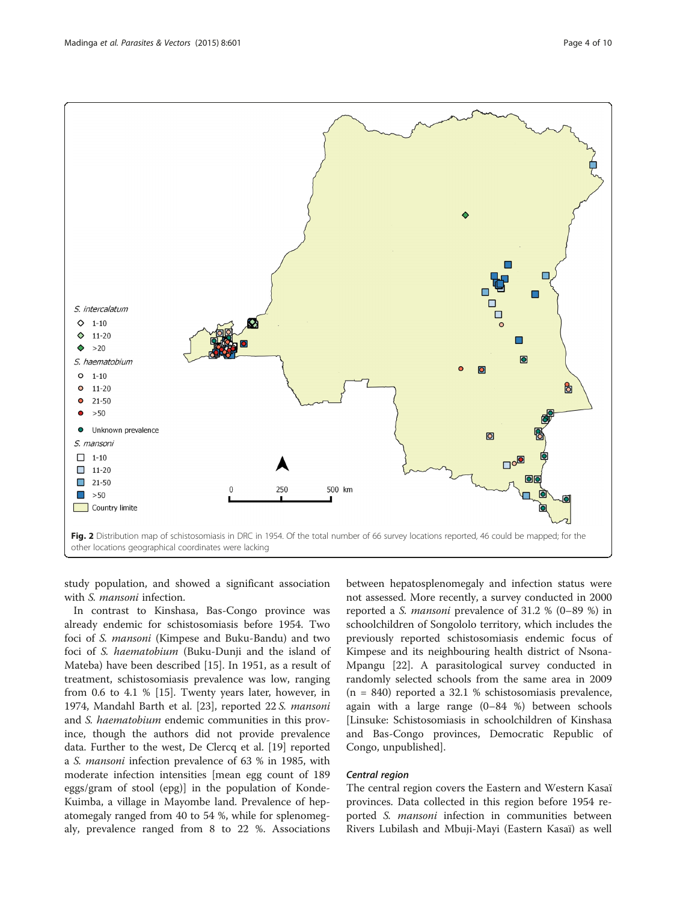Fig. 2 Distribution map of schistosomiasis in DRC in 1954. Of the total number of 66 survey locations reported, 46 could be mapped; for the other locations geographical coordinates were lacking

study population, and showed a significant association with *S. mansoni* infection.

In contrast to Kinshasa, Bas-Congo province was already endemic for schistosomiasis before 1954. Two foci of *S. mansoni* (Kimpese and Buku-Bandu) and two foci of *S. haematobium* (Buku-Dunji and the island of Mateba) have been described [15]. In 1951, as a result of treatment, schistosomiasis prevalence was low, ranging from 0.6 to 4.1 % [15]. Twenty years later, however, in 1974, Mandahl Barth et al. [23], reported 22 *S. mansoni* and *S. haematobium* endemic communities in this province, though the authors did not provide prevalence data. Further to the west, De Clercq et al. [19] reported a *S. mansoni* infection prevalence of 63 % in 1985, with moderate infection intensities [mean egg count of 189 eggs/gram of stool (epg)] in the population of Konde-Kuimba, a village in Mayombe land. Prevalence of hepatomegaly ranged from 40 to 54 %, while for splenomegaly, prevalence ranged from 8 to 22 %. Associations between hepatosplenomegaly and infection status were not assessed. More recently, a survey conducted in 2000 reported a *S. mansoni* prevalence of 31.2 % (0–89 %) in schoolchildren of Songololo territory, which includes the previously reported schistosomiasis endemic focus of Kimpese and its neighbouring health district of Nsona-Mpangu [22]. A parasitological survey conducted in randomly selected schools from the same area in 2009 (n = 840) reported a 32.1 % schistosomiasis prevalence, again with a large range (0–84 %) between schools [Linsuke: Schistosomiasis in schoolchildren of Kinshasa and Bas-Congo provinces, Democratic Republic of Congo, unpublished].

#### *Central region*

The central region covers the Eastern and Western Kasaï provinces. Data collected in this region before 1954 reported *S. mansoni* infection in communities between Rivers Lubilash and Mbuji-Mayi (Eastern Kasaï) as well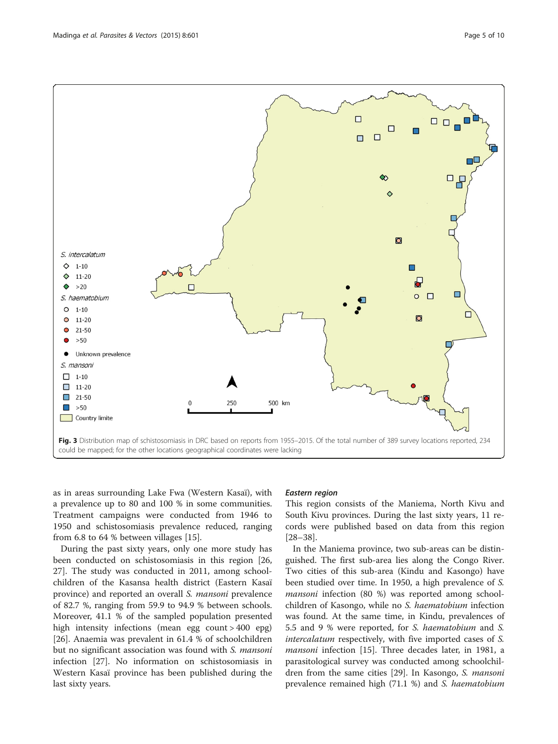Fig. 3 Distribution map of schistosomiasis in DRC based on reports from 1955–2015. Of the total number of 389 survey locations reported, 234 could be mapped; for the other locations geographical coordinates were lacking

as in areas surrounding Lake Fwa (Western Kasaï), with a prevalence up to 80 and 100 % in some communities. Treatment campaigns were conducted from 1946 to 1950 and schistosomiasis prevalence reduced, ranging from 6.8 to 64 % between villages [15].

During the past sixty years, only one more study has been conducted on schistosomiasis in this region [26, 27]. The study was conducted in 2011, among schoolchildren of the Kasansa health district (Eastern Kasaï province) and reported an overall *S. mansoni* prevalence of 82.7 %, ranging from 59.9 to 94.9 % between schools. Moreover, 41.1 % of the sampled population presented high intensity infections (mean egg count > 400 epg) [26]. Anaemia was prevalent in 61.4 % of schoolchildren but no significant association was found with *S. mansoni* infection [27]. No information on schistosomiasis in Western Kasaï province has been published during the last sixty years.

#### *Eastern region*

This region consists of the Maniema, North Kivu and South Kivu provinces. During the last sixty years, 11 records were published based on data from this region [28–38].

In the Maniema province, two sub-areas can be distinguished. The first sub-area lies along the Congo River. Two cities of this sub-area (Kindu and Kasongo) have been studied over time. In 1950, a high prevalence of *S. mansoni* infection (80 %) was reported among schoolchildren of Kasongo, while no *S. haematobium* infection was found. At the same time, in Kindu, prevalences of 5.5 and 9 % were reported, for *S. haematobium* and *S. intercalatum* respectively, with five imported cases of *S. mansoni* infection [15]. Three decades later, in 1981, a parasitological survey was conducted among schoolchildren from the same cities [29]. In Kasongo, *S. mansoni* prevalence remained high (71.1 %) and *S. haematobium*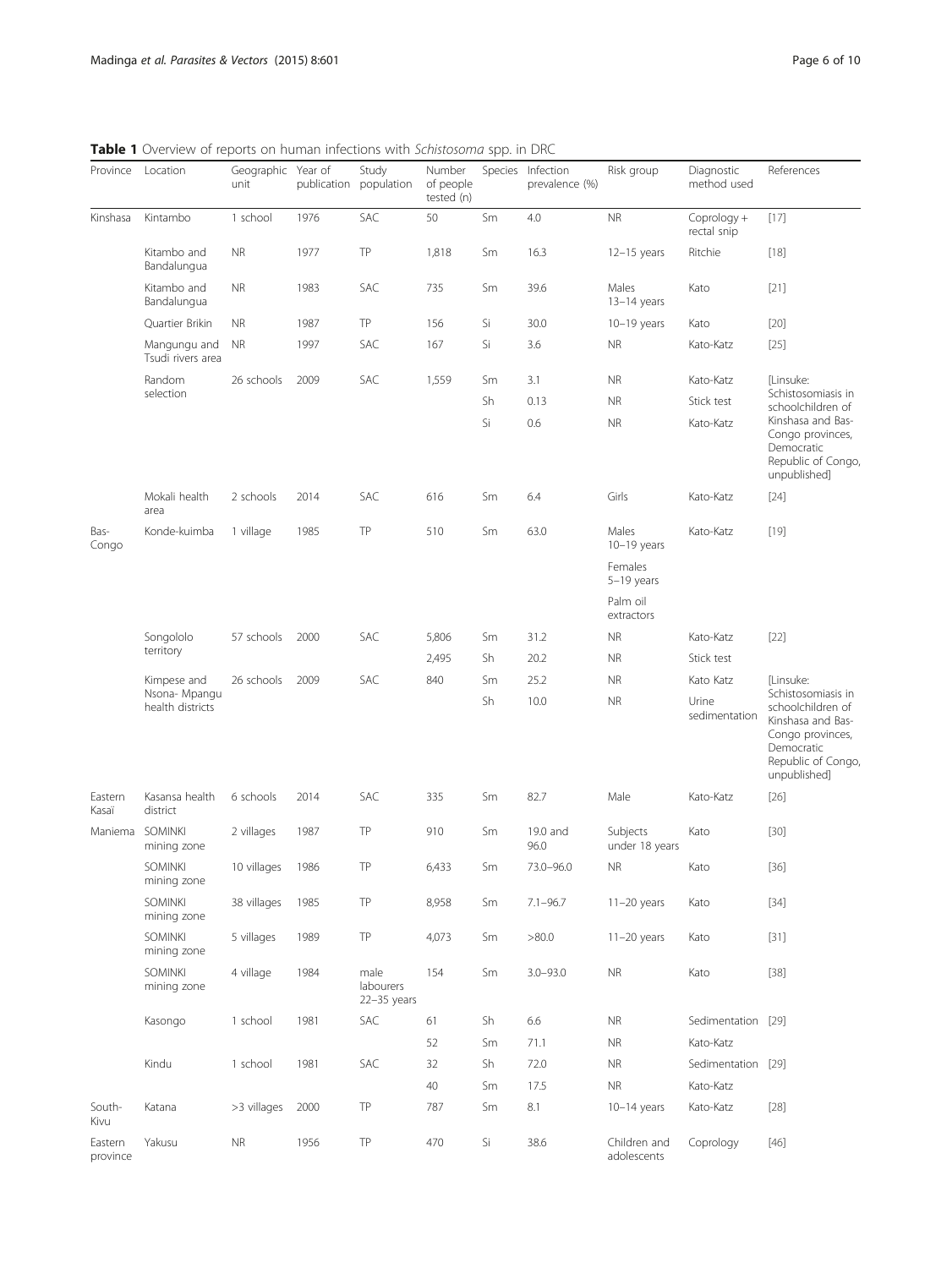**Table 1** Overview of reports on human infections with *Schistosoma* spp. in DRC

| Province | Location | Geographic unit | Year of publication | Study population | Number of people tested (n) | Species | Infection prevalence (%) | Risk group | Diagnostic method used | References |
|---|---|---|---|---|---|---|---|---|---|---|
| Kinshasa | Kintambo | 1 school | 1976 | SAC | 50 | Sm | 4.0 | NR | Coprology + rectal snip | [17] |
| | Kitambo and Bandalungua | NR | 1977 | TP | 1,818 | Sm | 16.3 | 12–15 years | Ritchie | [18] |
| | Kitambo and Bandalungua | NR | 1983 | SAC | 735 | Sm | 39.6 | Males 13–14 years | Kato | [21] |
| | Quartier Brikin | NR | 1987 | TP | 156 | Si | 30.0 | 10–19 years | Kato | [20] |
| | Mangungu and Tsudi rivers area | NR | 1997 | SAC | 167 | Si | 3.6 | NR | Kato-Katz | [25] |
| | Random selection | 26 schools | 2009 | SAC | 1,559 | Sm | 3.1 | NR | Kato-Katz | [Linsuke: Schistosomiasis in schoolchildren of Kinshasa and Bas-Congo provinces, Democratic Republic of Congo, unpublished] |
| | | | | | | Sh | 0.13 | NR | Stick test | |
| | | | | | | Si | 0.6 | NR | Kato-Katz | |
| | Mokali health area | 2 schools | 2014 | SAC | 616 | Sm | 6.4 | Girls | Kato-Katz | [24] |
| Bas-Congo | Konde-kuimba | 1 village | 1985 | TP | 510 | Sm | 63.0 | Males 10–19 years | Kato-Katz | [19] |
| | | | | | | | | Females 5–19 years | | |
| | | | | | | | | Palm oil extractors | | |
| | Songololo territory | 57 schools | 2000 | SAC | 5,806 | Sm | 31.2 | NR | Kato-Katz | [22] |
| | | | | | 2,495 | Sh | 20.2 | NR | Stick test | |
| | Kimpese and Nsona- Mpangu health districts | 26 schools | 2009 | SAC | 840 | Sm | 25.2 | NR | Kato Katz | [Linsuke: Schistosomiasis in schoolchildren of Kinshasa and Bas-Congo provinces, Democratic Republic of Congo, unpublished] |
| | | | | | | Sh | 10.0 | NR | Urine sedimentation | |
| Eastern Kasaï | Kasansa health district | 6 schools | 2014 | SAC | 335 | Sm | 82.7 | Male | Kato-Katz | [26] |
| Maniema | SOMINKI mining zone | 2 villages | 1987 | TP | 910 | Sm | 19.0 and 96.0 | Subjects under 18 years | Kato | [30] |
| | SOMINKI mining zone | 10 villages | 1986 | TP | 6,433 | Sm | 73.0–96.0 | NR | Kato | [36] |
| | SOMINKI mining zone | 38 villages | 1985 | TP | 8,958 | Sm | 7.1–96.7 | 11–20 years | Kato | [34] |
| | SOMINKI mining zone | 5 villages | 1989 | TP | 4,073 | Sm | >80.0 | 11–20 years | Kato | [31] |
| | SOMINKI mining zone | 4 village | 1984 | male labourers 22–35 years | 154 | Sm | 3.0–93.0 | NR | Kato | [38] |
| | Kasongo | 1 school | 1981 | SAC | 61 | Sh | 6.6 | NR | Sedimentation | [29] |
| | | | | | 52 | Sm | 71.1 | NR | Kato-Katz | |
| | Kindu | 1 school | 1981 | SAC | 32 | Sh | 72.0 | NR | Sedimentation | [29] |
| | | | | | 40 | Sm | 17.5 | NR | Kato-Katz | |
| South-Kivu | Katana | >3 villages | 2000 | TP | 787 | Sm | 8.1 | 10–14 years | Kato-Katz | [28] |
| Eastern province | Yakusu | NR | 1956 | TP | 470 | Si | 38.6 | Children and adolescents | Coprology | [46] |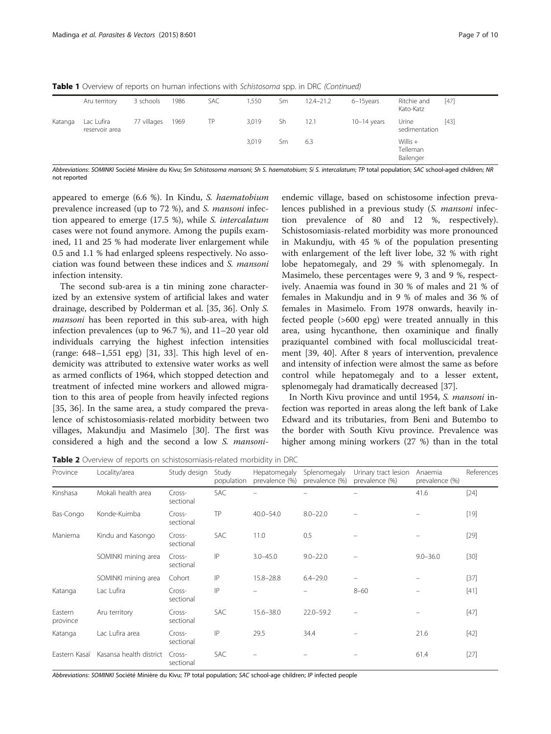**Table 1** Overview of reports on human infections with *Schistosoma* spp. in DRC *(Continued)*

| | | | | | | | | | | |
|---|---|---|---|---|---|---|---|---|---|---|
| | Aru territory | 3 schools | 1986 | SAC | 1,550 | Sm | 12.4–21.2 | 6–15years | Ritchie and Kato-Katz | [47] |
| Katanga | Lac Lufira reservoir area | 77 villages | 1969 | TP | 3,019 | Sh | 12.1 | 10–14 years | Urine sedimentation | [43] |
| | | | | | 3,019 | Sm | 6.3 | | Willis + Telleman Bailenger | |

*Abbreviations*: *SOMINKI* Société Minière du Kivu; *Sm Schistosoma mansoni*; *Sh S. haematobium*; *Si S. intercalatum*; *TP* total population; *SAC* school-aged children; *NR* not reported

appeared to emerge (6.6 %). In Kindu, *S. haematobium* prevalence increased (up to 72 %), and *S. mansoni* infection appeared to emerge (17.5 %), while *S. intercalatum* cases were not found anymore. Among the pupils examined, 11 and 25 % had moderate liver enlargement while 0.5 and 1.1 % had enlarged spleens respectively. No association was found between these indices and *S. mansoni* infection intensity.

The second sub-area is a tin mining zone characterized by an extensive system of artificial lakes and water drainage, described by Polderman et al. [35, 36]. Only *S. mansoni* has been reported in this sub-area, with high infection prevalences (up to 96.7 %), and 11–20 year old individuals carrying the highest infection intensities (range: 648–1,551 epg) [31, 33]. This high level of endemicity was attributed to extensive water works as well as armed conflicts of 1964, which stopped detection and treatment of infected mine workers and allowed migration to this area of people from heavily infected regions [35, 36]. In the same area, a study compared the prevalence of schistosomiasis-related morbidity between two villages, Makundju and Masimelo [30]. The first was considered a high and the second a low *S. mansoni*-endemic village, based on schistosome infection prevalences published in a previous study (*S. mansoni* infection prevalence of 80 and 12 %, respectively). Schistosomiasis-related morbidity was more pronounced in Makundju, with 45 % of the population presenting with enlargement of the left liver lobe, 32 % with right lobe hepatomegaly, and 29 % with splenomegaly. In Masimelo, these percentages were 9, 3 and 9 %, respectively. Anaemia was found in 30 % of males and 21 % of females in Makundju and in 9 % of males and 36 % of females in Masimelo. From 1978 onwards, heavily infected people (>600 epg) were treated annually in this area, using hycanthone, then oxaminique and finally praziquantel combined with focal molluscicidal treatment [39, 40]. After 8 years of intervention, prevalence and intensity of infection were almost the same as before control while hepatomegaly and to a lesser extent, splenomegaly had dramatically decreased [37].

In North Kivu province and until 1954, *S. mansoni* infection was reported in areas along the left bank of Lake Edward and its tributaries, from Beni and Butembo to the border with South Kivu province. Prevalence was higher among mining workers (27 %) than in the total

**Table 2** Overview of reports on schistosomiasis-related morbidity in DRC

| Province | Locality/area | Study design | Study population | Hepatomegaly prevalence (%) | Splenomegaly prevalence (%) | Urinary tract lesion prevalence (%) | Anaemia prevalence (%) | References |
|---|---|---|---|---|---|---|---|---|
| Kinshasa | Mokali health area | Cross-sectional | SAC | – | – | – | 41.6 | [24] |
| Bas-Congo | Konde-Kuimba | Cross-sectional | TP | 40.0–54.0 | 8.0–22.0 | – | – | [19] |
| Maniema | Kindu and Kasongo | Cross-sectional | SAC | 11.0 | 0.5 | – | – | [29] |
| | SOMINKI mining area | Cross-sectional | IP | 3.0–45.0 | 9.0–22.0 | – | 9.0–36.0 | [30] |
| | SOMINKI mining area | Cohort | IP | 15.8–28.8 | 6.4–29.0 | – | – | [37] |
| Katanga | Lac Lufira | Cross-sectional | IP | – | – | 8–60 | – | [41] |
| Eastern province | Aru territory | Cross-sectional | SAC | 15.6–38.0 | 22.0–59.2 | – | – | [47] |
| Katanga | Lac Lufira area | Cross-sectional | IP | 29.5 | 34.4 | – | 21.6 | [42] |
| Eastern Kasaï | Kasansa health district | Cross-sectional | SAC | – | – | – | 61.4 | [27] |

*Abbreviations*: *SOMINKI* Société Minière du Kivu; *TP* total population; *SAC* school-age children; *IP* infected people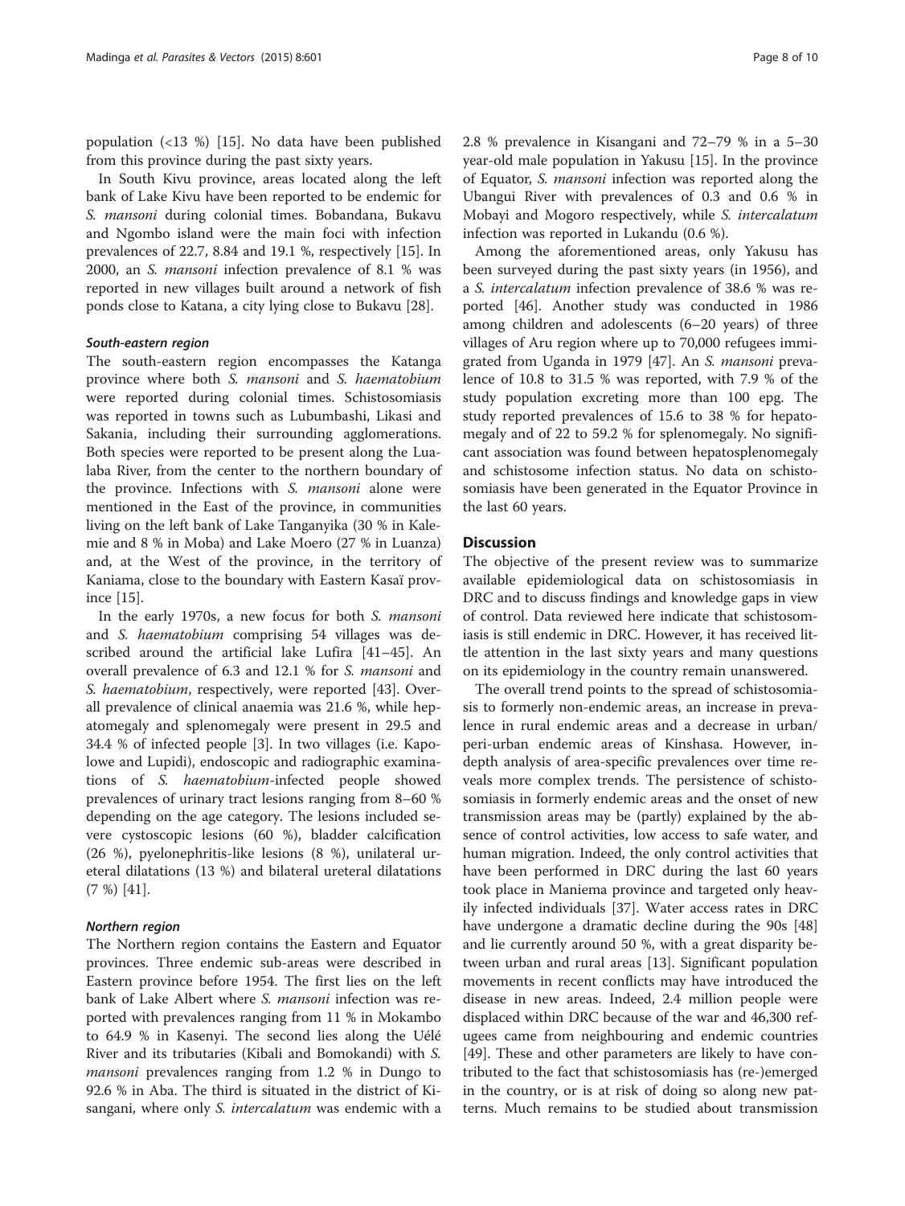population (<13 %) [15]. No data have been published from this province during the past sixty years.

In South Kivu province, areas located along the left bank of Lake Kivu have been reported to be endemic for *S. mansoni* during colonial times. Bobandana, Bukavu and Ngombo island were the main foci with infection prevalences of 22.7, 8.84 and 19.1 %, respectively [15]. In 2000, an *S. mansoni* infection prevalence of 8.1 % was reported in new villages built around a network of fish ponds close to Katana, a city lying close to Bukavu [28].

#### South-eastern region

The south-eastern region encompasses the Katanga province where both *S. mansoni* and *S. haematobium* were reported during colonial times. Schistosomiasis was reported in towns such as Lubumbashi, Likasi and Sakania, including their surrounding agglomerations. Both species were reported to be present along the Lualaba River, from the center to the northern boundary of the province. Infections with *S. mansoni* alone were mentioned in the East of the province, in communities living on the left bank of Lake Tanganyika (30 % in Kalemie and 8 % in Moba) and Lake Moero (27 % in Luanza) and, at the West of the province, in the territory of Kaniama, close to the boundary with Eastern Kasaï province [15].

In the early 1970s, a new focus for both *S. mansoni* and *S. haematobium* comprising 54 villages was described around the artificial lake Lufira [41–45]. An overall prevalence of 6.3 and 12.1 % for *S. mansoni* and *S. haematobium*, respectively, were reported [43]. Overall prevalence of clinical anaemia was 21.6 %, while hepatomegaly and splenomegaly were present in 29.5 and 34.4 % of infected people [3]. In two villages (i.e. Kapolowe and Lupidi), endoscopic and radiographic examinations of *S. haematobium*-infected people showed prevalences of urinary tract lesions ranging from 8–60 % depending on the age category. The lesions included severe cystoscopic lesions (60 %), bladder calcification (26 %), pyelonephritis-like lesions (8 %), unilateral ureteral dilatations (13 %) and bilateral ureteral dilatations (7 %) [41].

#### Northern region

The Northern region contains the Eastern and Equator provinces. Three endemic sub-areas were described in Eastern province before 1954. The first lies on the left bank of Lake Albert where *S. mansoni* infection was reported with prevalences ranging from 11 % in Mokambo to 64.9 % in Kasenyi. The second lies along the Uélé River and its tributaries (Kibali and Bomokandi) with *S. mansoni* prevalences ranging from 1.2 % in Dungo to 92.6 % in Aba. The third is situated in the district of Kisangani, where only *S. intercalatum* was endemic with a 2.8 % prevalence in Kisangani and 72–79 % in a 5–30 year-old male population in Yakusu [15]. In the province of Equator, *S. mansoni* infection was reported along the Ubangui River with prevalences of 0.3 and 0.6 % in Mobayi and Mogoro respectively, while *S. intercalatum* infection was reported in Lukandu (0.6 %).

Among the aforementioned areas, only Yakusu has been surveyed during the past sixty years (in 1956), and a *S. intercalatum* infection prevalence of 38.6 % was reported [46]. Another study was conducted in 1986 among children and adolescents (6–20 years) of three villages of Aru region where up to 70,000 refugees immigrated from Uganda in 1979 [47]. An *S. mansoni* prevalence of 10.8 to 31.5 % was reported, with 7.9 % of the study population excreting more than 100 epg. The study reported prevalences of 15.6 to 38 % for hepatomegaly and of 22 to 59.2 % for splenomegaly. No significant association was found between hepatosplenomegaly and schistosome infection status. No data on schistosomiasis have been generated in the Equator Province in the last 60 years.

## Discussion

The objective of the present review was to summarize available epidemiological data on schistosomiasis in DRC and to discuss findings and knowledge gaps in view of control. Data reviewed here indicate that schistosomiasis is still endemic in DRC. However, it has received little attention in the last sixty years and many questions on its epidemiology in the country remain unanswered.

The overall trend points to the spread of schistosomiasis to formerly non-endemic areas, an increase in prevalence in rural endemic areas and a decrease in urban/peri-urban endemic areas of Kinshasa. However, in-depth analysis of area-specific prevalences over time reveals more complex trends. The persistence of schistosomiasis in formerly endemic areas and the onset of new transmission areas may be (partly) explained by the absence of control activities, low access to safe water, and human migration. Indeed, the only control activities that have been performed in DRC during the last 60 years took place in Maniema province and targeted only heavily infected individuals [37]. Water access rates in DRC have undergone a dramatic decline during the 90s [48] and lie currently around 50 %, with a great disparity between urban and rural areas [13]. Significant population movements in recent conflicts may have introduced the disease in new areas. Indeed, 2.4 million people were displaced within DRC because of the war and 46,300 refugees came from neighbouring and endemic countries [49]. These and other parameters are likely to have contributed to the fact that schistosomiasis has (re-)emerged in the country, or is at risk of doing so along new patterns. Much remains to be studied about transmission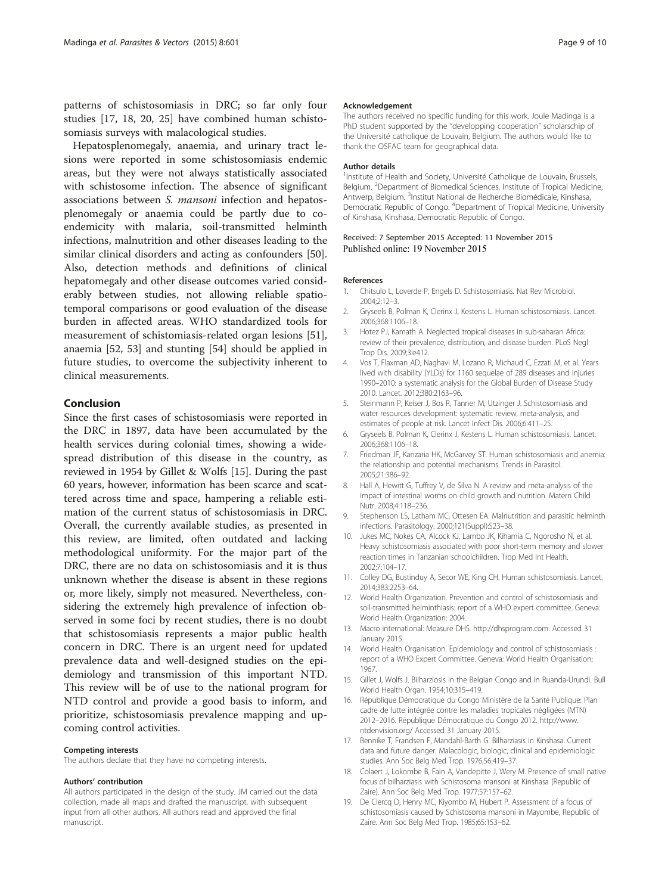patterns of schistosomiasis in DRC; so far only four studies [17, 18, 20, 25] have combined human schistosomiasis surveys with malacological studies.

Hepatosplenomegaly, anaemia, and urinary tract lesions were reported in some schistosomiasis endemic areas, but they were not always statistically associated with schistosome infection. The absence of significant associations between *S. mansoni* infection and hepatosplenomegaly or anaemia could be partly due to co-endemicity with malaria, soil-transmitted helminth infections, malnutrition and other diseases leading to the similar clinical disorders and acting as confounders [50]. Also, detection methods and definitions of clinical hepatomegaly and other disease outcomes varied considerably between studies, not allowing reliable spatio-temporal comparisons or good evaluation of the disease burden in affected areas. WHO standardized tools for measurement of schistomiasis-related organ lesions [51], anaemia [52, 53] and stunting [54] should be applied in future studies, to overcome the subjectivity inherent to clinical measurements.

## Conclusion

Since the first cases of schistosomiasis were reported in the DRC in 1897, data have been accumulated by the health services during colonial times, showing a widespread distribution of this disease in the country, as reviewed in 1954 by Gillet & Wolfs [15]. During the past 60 years, however, information has been scarce and scattered across time and space, hampering a reliable estimation of the current status of schistosomiasis in DRC. Overall, the currently available studies, as presented in this review, are limited, often outdated and lacking methodological uniformity. For the major part of the DRC, there are no data on schistosomiasis and it is thus unknown whether the disease is absent in these regions or, more likely, simply not measured. Nevertheless, considering the extremely high prevalence of infection observed in some foci by recent studies, there is no doubt that schistosomiasis represents a major public health concern in DRC. There is an urgent need for updated prevalence data and well-designed studies on the epidemiology and transmission of this important NTD. This review will be of use to the national program for NTD control and provide a good basis to inform, and prioritize, schistosomiasis prevalence mapping and upcoming control activities.

#### Competing interests

The authors declare that they have no competing interests.

#### Authors' contribution

All authors participated in the design of the study. JM carried out the data collection, made all maps and drafted the manuscript, with subsequent input from all other authors. All authors read and approved the final manuscript.

#### Acknowledgement

The authors received no specific funding for this work. Joule Madinga is a PhD student supported by the "developping cooperation" scholarschip of the Université catholique de Louvain, Belgium. The authors would like to thank the OSFAC team for geographical data.

#### Author details

[1]Institute of Health and Society, Université Catholique de Louvain, Brussels, Belgium. [2]Department of Biomedical Sciences, Institute of Tropical Medicine, Antwerp, Belgium. [3]Institut National de Recherche Biomédicale, Kinshasa, Democratic Republic of Congo. [4]Department of Tropical Medicine, University of Kinshasa, Kinshasa, Democratic Republic of Congo.

Received: 7 September 2015 Accepted: 11 November 2015
Published online: 19 November 2015

#### References

1. Chitsulo L, Loverde P, Engels D. Schistosomiasis. Nat Rev Microbiol. 2004;2:12–3.
2. Gryseels B, Polman K, Clerinx J, Kestens L. Human schistosomiasis. Lancet. 2006;368:1106–18.
3. Hotez PJ, Kamath A. Neglected tropical diseases in sub-saharan Africa: review of their prevalence, distribution, and disease burden. PLoS Negl Trop Dis. 2009;3:e412.
4. Vos T, Flaxman AD, Naghavi M, Lozano R, Michaud C, Ezzati M, et al. Years lived with disability (YLDs) for 1160 sequelae of 289 diseases and injuries 1990–2010: a systematic analysis for the Global Burden of Disease Study 2010. Lancet. 2012;380:2163–96.
5. Steinmann P, Keiser J, Bos R, Tanner M, Utzinger J. Schistosomiasis and water resources development: systematic review, meta-analysis, and estimates of people at risk. Lancet Infect Dis. 2006;6:411–25.
6. Gryseels B, Polman K, Clerinx J, Kestens L. Human schistosomiasis. Lancet. 2006;368:1106–18.
7. Friedman JF, Kanzaria HK, McGarvey ST. Human schistosomiasis and anemia: the relationship and potential mechanisms. Trends in Parasitol. 2005;21:386–92.
8. Hall A, Hewitt G, Tuffrey V, de Silva N. A review and meta-analysis of the impact of intestinal worms on child growth and nutrition. Matern Child Nutr. 2008;4:118–236.
9. Stephenson LS, Latham MC, Ottesen EA. Malnutrition and parasitic helminth infections. Parasitology. 2000;121(Suppl):S23–38.
10. Jukes MC, Nokes CA, Alcock KJ, Lambo JK, Kihamia C, Ngorosho N, et al. Heavy schistosomiasis associated with poor short-term memory and slower reaction times in Tanzanian schoolchildren. Trop Med Int Health. 2002;7:104–17.
11. Colley DG, Bustinduy A, Secor WE, King CH. Human schistosomiasis. Lancet. 2014;383:2253–64.
12. World Health Organization. Prevention and control of schistosomiasis and soil-transmitted helminthiasis: report of a WHO expert committee. Geneva: World Health Organization; 2004.
13. Macro international: Measure DHS. http://dhsprogram.com. Accessed 31 January 2015.
14. World Health Organisation. Epidemiology and control of schistosomiasis : report of a WHO Expert Committee. Geneva: World Health Organisation; 1967.
15. Gillet J, Wolfs J. Bilharziosis in the Belgian Congo and in Ruanda-Urundi. Bull World Health Organ. 1954;10:315–419.
16. République Démocratique du Congo Ministère de la Santé Publique: Plan cadre de lutte intégrée contre les maladies tropicales négligées (MTN) 2012–2016. République Démocratique du Congo 2012. http://www.ntdenvision.org/ Accessed 31 January 2015.
17. Bennike T, Frandsen F, Mandahl-Barth G. Bilharziasis in Kinshasa. Current data and future danger. Malacologic, biologic, clinical and epidemiologic studies. Ann Soc Belg Med Trop. 1976;56:419–37.
18. Colaert J, Lokombe B, Fain A, Vandepitte J, Wery M. Presence of small native focus of bilharziasis with Schistosoma mansoni at Kinshasa (Republic of Zaire). Ann Soc Belg Med Trop. 1977;57:157–62.
19. De Clercq D, Henry MC, Kiyombo M, Hubert P. Assessment of a focus of schistosomiasis caused by Schistosoma mansoni in Mayombe, Republic of Zaire. Ann Soc Belg Med Trop. 1985;65:153–62.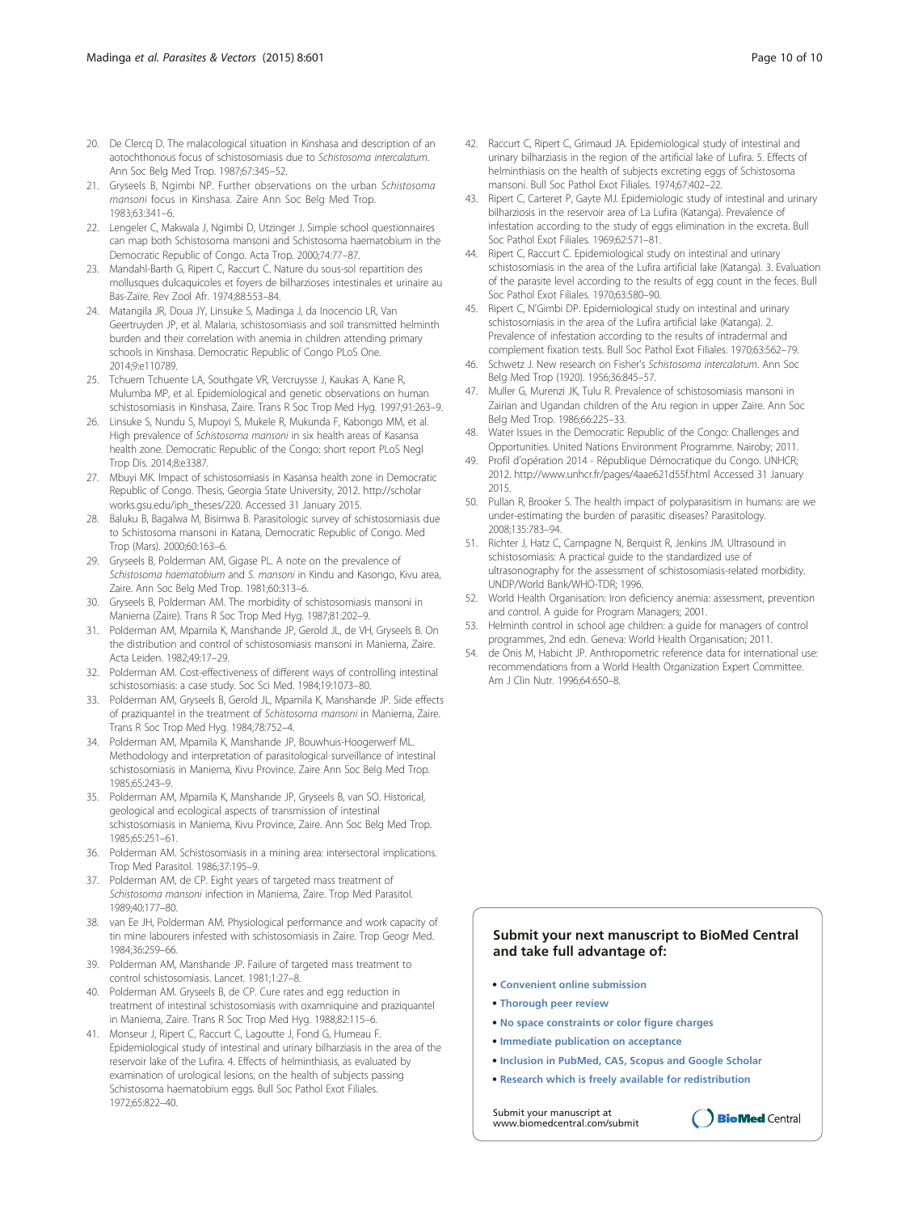20. De Clercq D. The malacological situation in Kinshasa and description of an aotochthonous focus of schistosomiasis due to *Schistosoma intercalatum*. Ann Soc Belg Med Trop. 1987;67:345–52.
21. Gryseels B, Ngimbi NP. Further observations on the urban *Schistosoma mansoni* focus in Kinshasa. Zaire Ann Soc Belg Med Trop. 1983;63:341–6.
22. Lengeler C, Makwala J, Ngimbi D, Utzinger J. Simple school questionnaires can map both Schistosoma mansoni and Schistosoma haematobium in the Democratic Republic of Congo. Acta Trop. 2000;74:77–87.
23. Mandahl-Barth G, Ripert C, Raccurt C. Nature du sous-sol repartition des mollusques dulcaquicoles et foyers de bilharzioses intestinales et urinaire au Bas-Zaïre. Rev Zool Afr. 1974;88:553–84.
24. Matangila JR, Doua JY, Linsuke S, Madinga J, da Inocencio LR, Van Geertruyden JP, et al. Malaria, schistosomiasis and soil transmitted helminth burden and their correlation with anemia in children attending primary schools in Kinshasa. Democratic Republic of Congo PLoS One. 2014;9:e110789.
25. Tchuem Tchuente LA, Southgate VR, Vercruysse J, Kaukas A, Kane R, Mulumba MP, et al. Epidemiological and genetic observations on human schistosomiasis in Kinshasa, Zaire. Trans R Soc Trop Med Hyg. 1997;91:263–9.
26. Linsuke S, Nundu S, Mupoyi S, Mukele R, Mukunda F, Kabongo MM, et al. High prevalence of *Schistosoma mansoni* in six health areas of Kasansa health zone. Democratic Republic of the Congo: short report PLoS Negl Trop Dis. 2014;8:e3387.
27. Mbuyi MK. Impact of schistosomiasis in Kasansa health zone in Democratic Republic of Congo. Thesis, Georgia State University, 2012. http://scholarworks.gsu.edu/iph_theses/220. Accessed 31 January 2015.
28. Baluku B, Bagalwa M, Bisimwa B. Parasitologic survey of schistosomiasis due to Schistosoma mansoni in Katana, Democratic Republic of Congo. Med Trop (Mars). 2000;60:163–6.
29. Gryseels B, Polderman AM, Gigase PL. A note on the prevalence of *Schistosoma haematobium* and *S. mansoni* in Kindu and Kasongo, Kivu area, Zaire. Ann Soc Belg Med Trop. 1981;60:313–6.
30. Gryseels B, Polderman AM. The morbidity of schistosomiasis mansoni in Maniema (Zaire). Trans R Soc Trop Med Hyg. 1987;81:202–9.
31. Polderman AM, Mpamila K, Manshande JP, Gerold JL, de VH, Gryseels B. On the distribution and control of schistosomiasis mansoni in Maniema, Zaire. Acta Leiden. 1982;49:17–29.
32. Polderman AM. Cost-effectiveness of different ways of controlling intestinal schistosomiasis: a case study. Soc Sci Med. 1984;19:1073–80.
33. Polderman AM, Gryseels B, Gerold JL, Mpamila K, Manshande JP. Side effects of praziquantel in the treatment of *Schistosoma mansoni* in Maniema, Zaire. Trans R Soc Trop Med Hyg. 1984;78:752–4.
34. Polderman AM, Mpamila K, Manshande JP, Bouwhuis-Hoogerwerf ML. Methodology and interpretation of parasitological surveillance of intestinal schistosomiasis in Maniema, Kivu Province. Zaire Ann Soc Belg Med Trop. 1985;65:243–9.
35. Polderman AM, Mpamila K, Manshande JP, Gryseels B, van SO. Historical, geological and ecological aspects of transmission of intestinal schistosomiasis in Maniema, Kivu Province, Zaire. Ann Soc Belg Med Trop. 1985;65:251–61.
36. Polderman AM. Schistosomiasis in a mining area: intersectoral implications. Trop Med Parasitol. 1986;37:195–9.
37. Polderman AM, de CP. Eight years of targeted mass treatment of *Schistosoma mansoni* infection in Maniema, Zaire. Trop Med Parasitol. 1989;40:177–80.
38. van Ee JH, Polderman AM. Physiological performance and work capacity of tin mine labourers infested with schistosomiasis in Zaire. Trop Geogr Med. 1984;36:259–66.
39. Polderman AM, Manshande JP. Failure of targeted mass treatment to control schistosomiasis. Lancet. 1981;1:27–8.
40. Polderman AM. Gryseels B, de CP. Cure rates and egg reduction in treatment of intestinal schistosomiasis with oxamniquine and praziquantel in Maniema, Zaire. Trans R Soc Trop Med Hyg. 1988;82:115–6.
41. Monseur J, Ripert C, Raccurt C, Lagoutte J, Fond G, Humeau F. Epidemiological study of intestinal and urinary bilharziasis in the area of the reservoir lake of the Lufira. 4. Effects of helminthiasis, as evaluated by examination of urological lesions, on the health of subjects passing Schistosoma haematobium eggs. Bull Soc Pathol Exot Filiales. 1972;65:822–40.
42. Raccurt C, Ripert C, Grimaud JA. Epidemiological study of intestinal and urinary bilharziasis in the region of the artificial lake of Lufira. 5. Effects of helminthiasis on the health of subjects excreting eggs of Schistosoma mansoni. Bull Soc Pathol Exot Filiales. 1974;67:402–22.
43. Ripert C, Carteret P, Gayte MJ. Epidemiologic study of intestinal and urinary bilharziosis in the reservoir area of La Lufira (Katanga). Prevalence of infestation according to the study of eggs elimination in the excreta. Bull Soc Pathol Exot Filiales. 1969;62:571–81.
44. Ripert C, Raccurt C. Epidemiological study on intestinal and urinary schistosomiasis in the area of the Lufira artificial lake (Katanga). 3. Evaluation of the parasite level according to the results of egg count in the feces. Bull Soc Pathol Exot Filiales. 1970;63:580–90.
45. Ripert C, N'Gimbi DP. Epidemiological study on intestinal and urinary schistosomiasis in the area of the Lufira artificial lake (Katanga). 2. Prevalence of infestation according to the results of intradermal and complement fixation tests. Bull Soc Pathol Exot Filiales. 1970;63:562–79.
46. Schwetz J. New research on Fisher's *Schistosoma intercalatum*. Ann Soc Belg Med Trop (1920). 1956;36:845–57.
47. Muller G, Murenzi JK, Tulu R. Prevalence of schistosomiasis mansoni in Zairian and Ugandan children of the Aru region in upper Zaire. Ann Soc Belg Med Trop. 1986;66:225–33.
48. Water Issues in the Democratic Republic of the Congo: Challenges and Opportunities. United Nations Environment Programme. Nairoby; 2011.
49. Profil d'opération 2014 - République Démocratique du Congo. UNHCR; 2012. http://www.unhcr.fr/pages/4aae621d55f.html Accessed 31 January 2015.
50. Pullan R, Brooker S. The health impact of polyparasitism in humans: are we under-estimating the burden of parasitic diseases? Parasitology. 2008;135:783–94.
51. Richter J, Hatz C, Campagne N, Berquist R, Jenkins JM. Ultrasound in schistosomiasis: A practical guide to the standardized use of ultrasonography for the assessment of schistosomiasis-related morbidity. UNDP/World Bank/WHO-TDR; 1996.
52. World Health Organisation: Iron deficiency anemia: assessment, prevention and control. A guide for Program Managers; 2001.
53. Helminth control in school age children: a guide for managers of control programmes, 2nd edn. Geneva: World Health Organisation; 2011.
54. de Onis M, Habicht JP. Anthropometric reference data for international use: recommendations from a World Health Organization Expert Committee. Am J Clin Nutr. 1996;64:650–8.

**Submit your next manuscript to BioMed Central and take full advantage of:**

- **Convenient online submission**
- **Thorough peer review**
- **No space constraints or color figure charges**
- **Immediate publication on acceptance**
- **Inclusion in PubMed, CAS, Scopus and Google Scholar**
- **Research which is freely available for redistribution**

Submit your manuscript at
www.biomedcentral.com/submit

BioMed Central